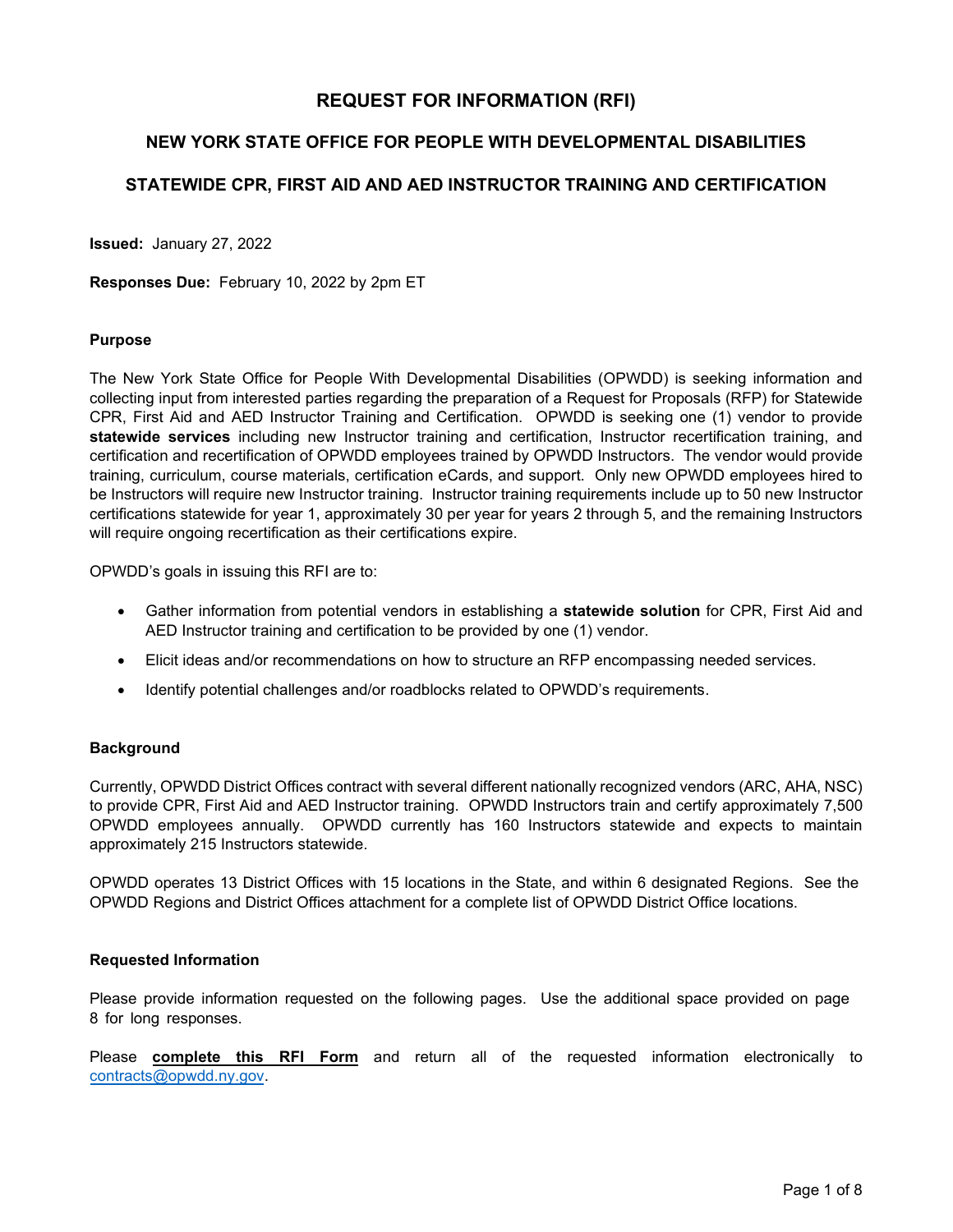# REQUEST FOR INFORMATION (RFI)

## NEW YORK STATE OFFICE FOR PEOPLE WITH DEVELOPMENTAL DISABILITIES

## STATEWIDE CPR, FIRST AID AND AED INSTRUCTOR TRAINING AND CERTIFICATION

**Issued:** January 27, 2022

**Responses Due:** February 10, 2022 by 2pm ET

### Purpose

The New York State Office for People With Developmental Disabilities (OPWDD) is seeking information and collecting input from interested parties regarding the preparation of a Request for Proposals (RFP) for Statewide CPR, First Aid and AED Instructor Training and Certification. OPWDD is seeking one (1) vendor to provide **statewide services** including new Instructor training and certification, Instructor recertification training, and certification and recertification of OPWDD employees trained by OPWDD Instructors. The vendor would provide training, curriculum, course materials, certification eCards, and support. Only new OPWDD employees hired to be Instructors will require new Instructor training. Instructor training requirements include up to 50 new Instructor certifications statewide for year 1, approximately 30 per year for years 2 through 5, and the remaining Instructors will require ongoing recertification as their certifications expire.

OPWDD's goals in issuing this RFI are to:

- Gather information from potential vendors in establishing a **statewide solution** for CPR, First Aid and AED Instructor training and certification to be provided by one (1) vendor.
- Elicit ideas and/or recommendations on how to structure an RFP encompassing needed services.
- Identify potential challenges and/or roadblocks related to OPWDD's requirements.

### Background

Currently, OPWDD District Offices contract with several different nationally recognized vendors (ARC, AHA, NSC) to provide CPR, First Aid and AED Instructor training. OPWDD Instructors train and certify approximately 7,500 OPWDD employees annually. OPWDD currently has 160 Instructors statewide and expects to maintain approximately 215 Instructors statewide.

OPWDD operates 13 District Offices with 15 locations in the State, and within 6 designated Regions. See the OPWDD Regions and District Offices attachment for a complete list of OPWDD District Office locations.

### Requested Information

Please provide information requested on the following pages. Use the additional space provided on page 8 for long responses.

Please **complete this RFI Form** and return all of the requested information electronically to contracts@opwdd.ny.gov.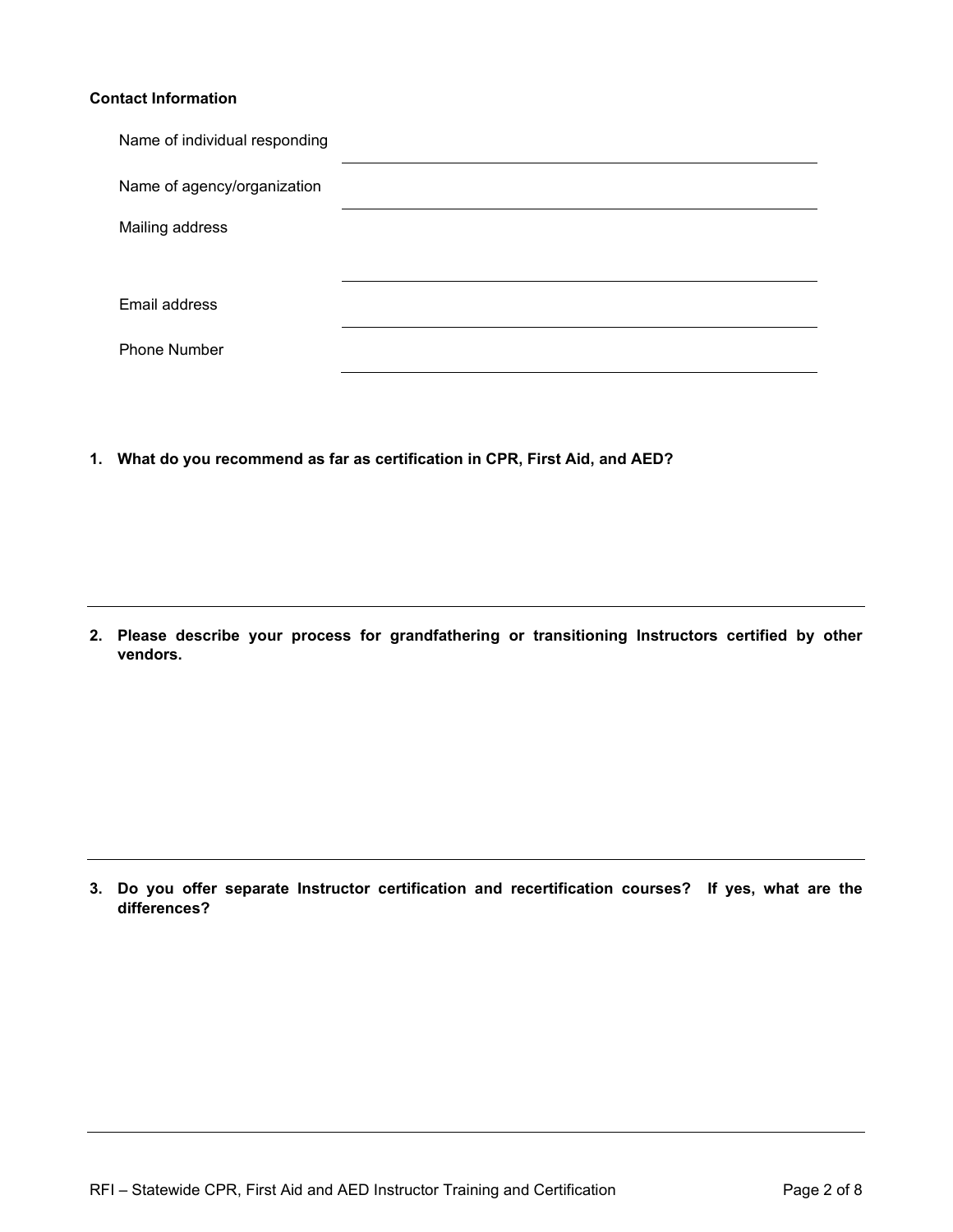**Contact Information**

| | |
|---|---|
| Name of individual responding | |
| Name of agency/organization | |
| Mailing address | |
| Email address | |
| Phone Number | |

**1. What do you recommend as far as certification in CPR, First Aid, and AED?**

---

**2. Please describe your process for grandfathering or transitioning Instructors certified by other vendors.**

---

**3. Do you offer separate Instructor certification and recertification courses? If yes, what are the differences?**

---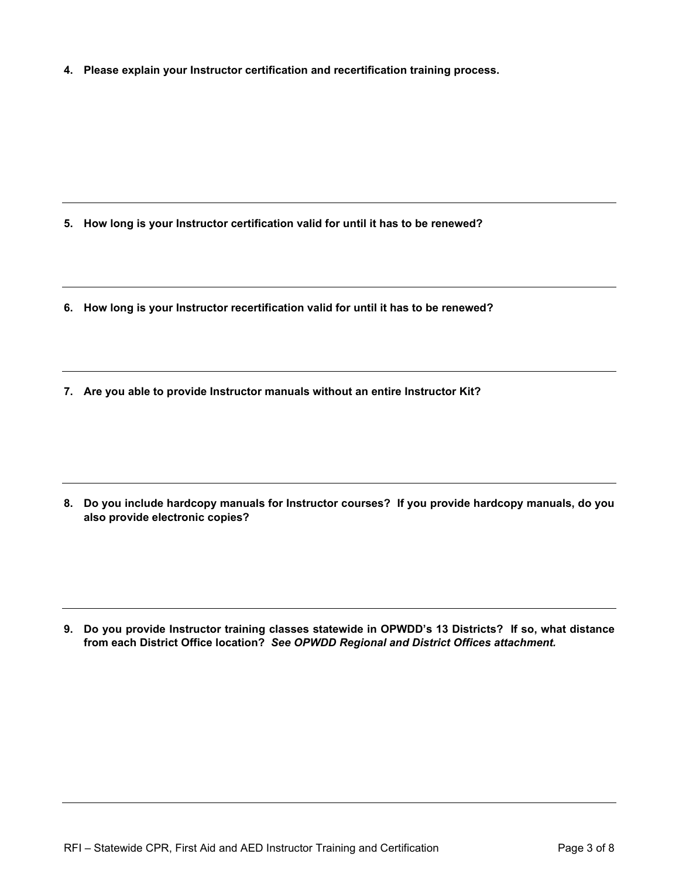4. **Please explain your Instructor certification and recertification training process.**

---

5. **How long is your Instructor certification valid for until it has to be renewed?**

---

6. **How long is your Instructor recertification valid for until it has to be renewed?**

---

7. **Are you able to provide Instructor manuals without an entire Instructor Kit?**

---

8. **Do you include hardcopy manuals for Instructor courses? If you provide hardcopy manuals, do you also provide electronic copies?**

---

9. **Do you provide Instructor training classes statewide in OPWDD's 13 Districts? If so, what distance from each District Office location?** ***See OPWDD Regional and District Offices attachment.***

---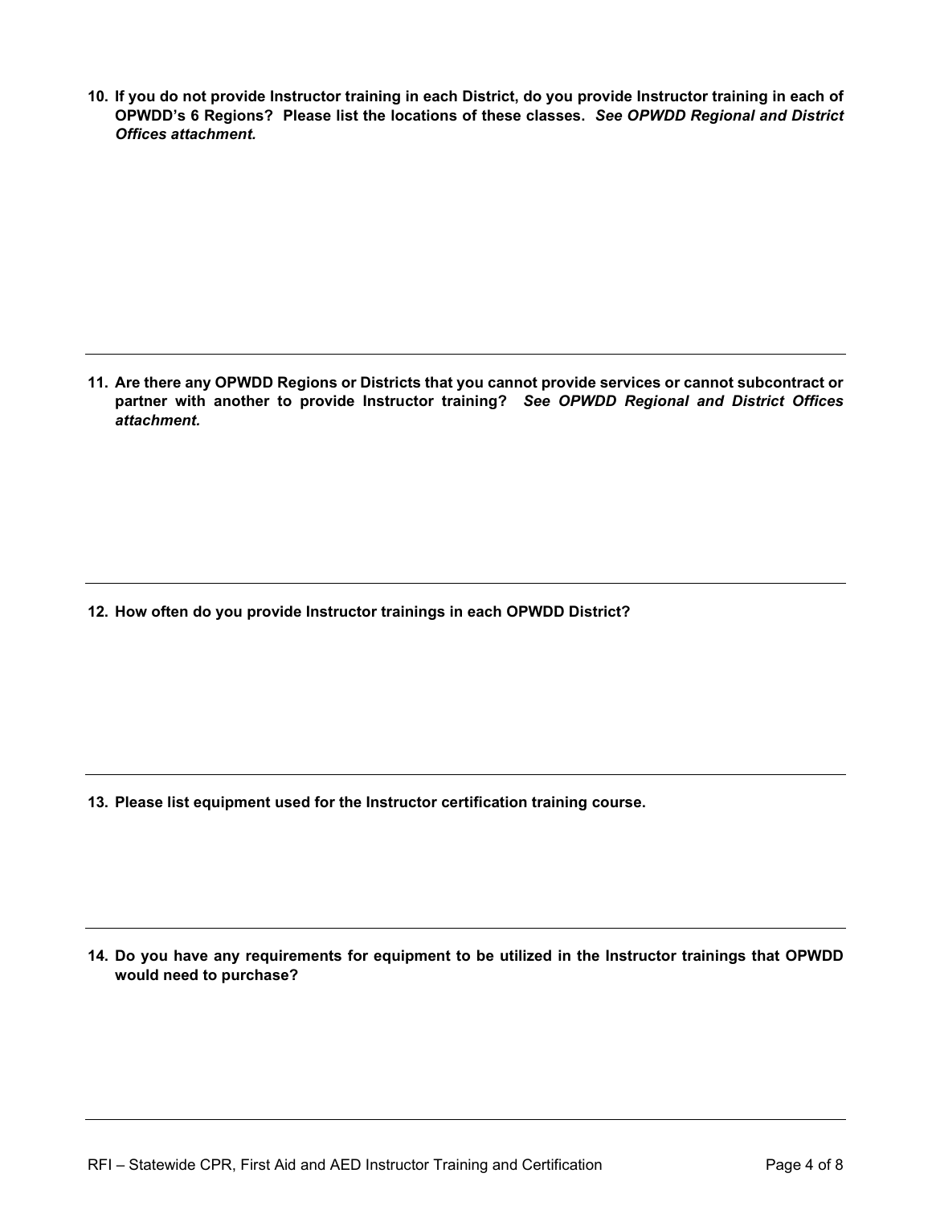**10. If you do not provide Instructor training in each District, do you provide Instructor training in each of OPWDD's 6 Regions? Please list the locations of these classes.** ***See OPWDD Regional and District Offices attachment.***

---

**11. Are there any OPWDD Regions or Districts that you cannot provide services or cannot subcontract or partner with another to provide Instructor training?** ***See OPWDD Regional and District Offices attachment.***

---

**12. How often do you provide Instructor trainings in each OPWDD District?**

---

**13. Please list equipment used for the Instructor certification training course.**

---

**14. Do you have any requirements for equipment to be utilized in the Instructor trainings that OPWDD would need to purchase?**

---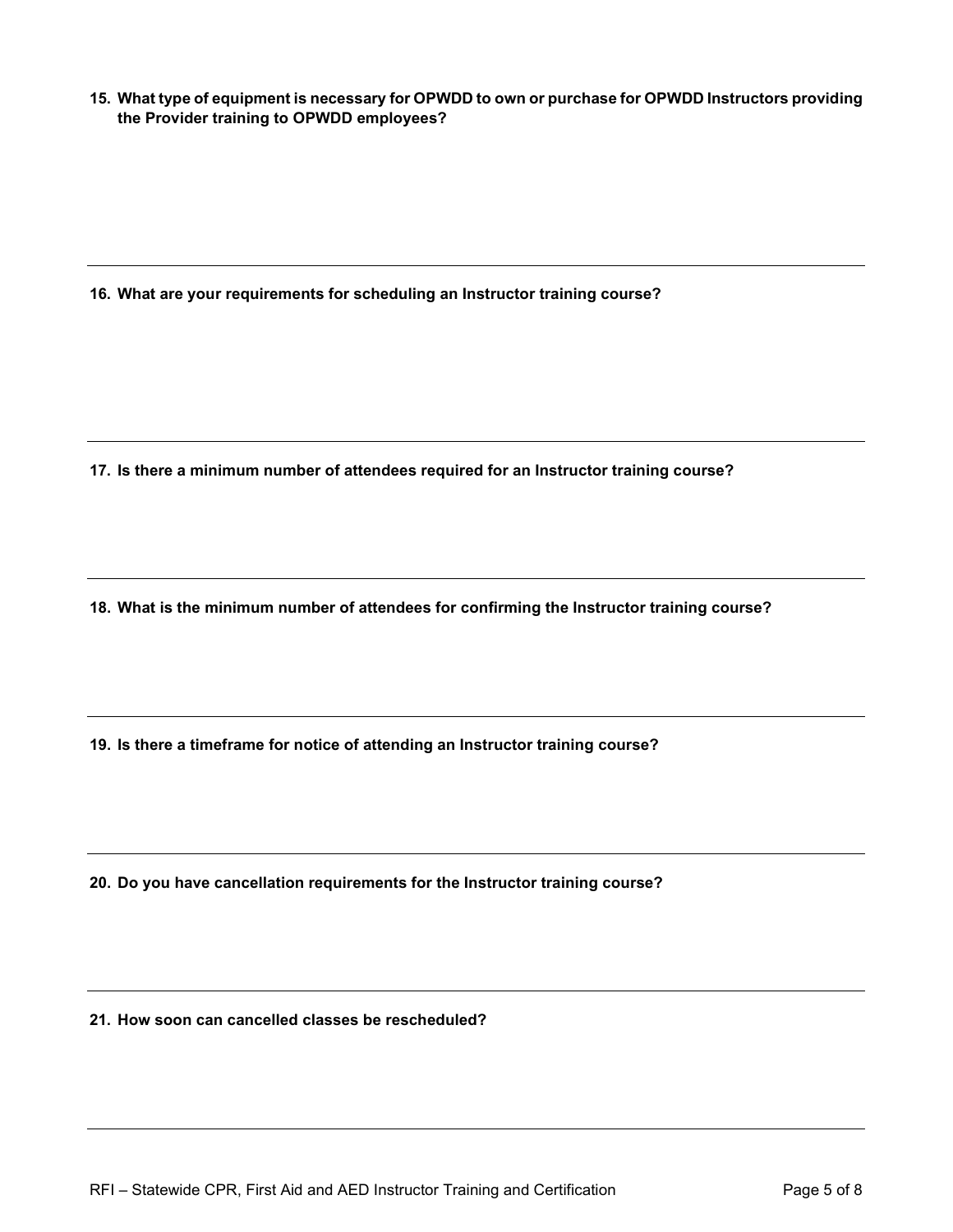**15. What type of equipment is necessary for OPWDD to own or purchase for OPWDD Instructors providing the Provider training to OPWDD employees?**

---

**16. What are your requirements for scheduling an Instructor training course?**

---

**17. Is there a minimum number of attendees required for an Instructor training course?**

---

**18. What is the minimum number of attendees for confirming the Instructor training course?**

---

**19. Is there a timeframe for notice of attending an Instructor training course?**

---

**20. Do you have cancellation requirements for the Instructor training course?**

---

**21. How soon can cancelled classes be rescheduled?**

---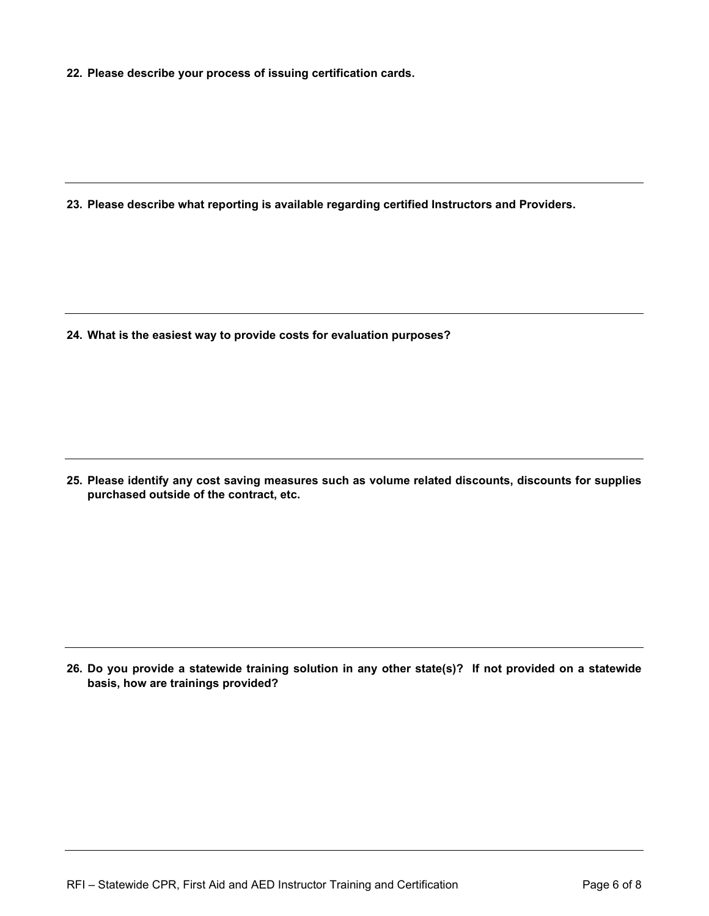**22. Please describe your process of issuing certification cards.**

---

**23. Please describe what reporting is available regarding certified Instructors and Providers.**

---

**24. What is the easiest way to provide costs for evaluation purposes?**

---

**25. Please identify any cost saving measures such as volume related discounts, discounts for supplies purchased outside of the contract, etc.**

---

**26. Do you provide a statewide training solution in any other state(s)? If not provided on a statewide basis, how are trainings provided?**

---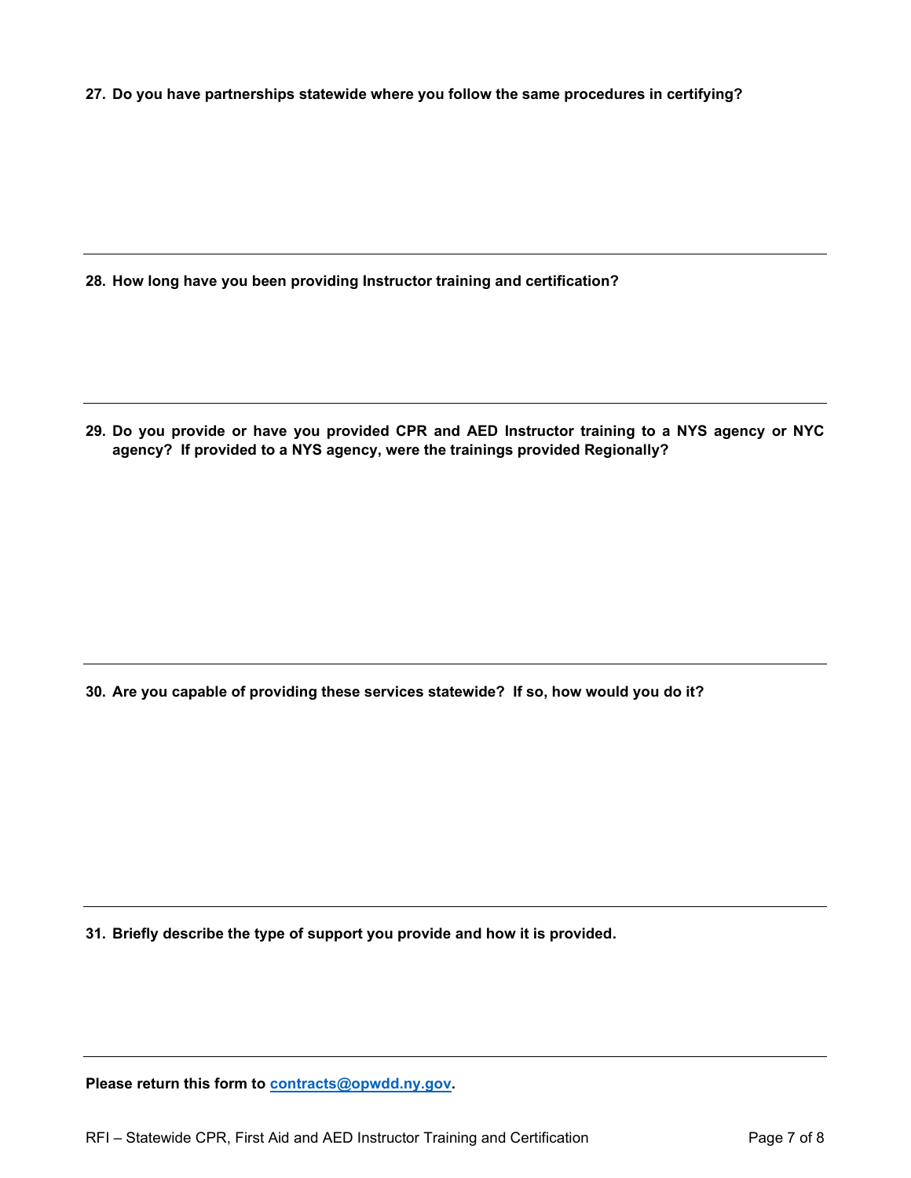**27. Do you have partnerships statewide where you follow the same procedures in certifying?**

---

**28. How long have you been providing Instructor training and certification?**

---

**29. Do you provide or have you provided CPR and AED Instructor training to a NYS agency or NYC agency? If provided to a NYS agency, were the trainings provided Regionally?**

---

**30. Are you capable of providing these services statewide? If so, how would you do it?**

---

**31. Briefly describe the type of support you provide and how it is provided.**

---

**Please return this form to [contracts@opwdd.ny.gov](mailto:contracts@opwdd.ny.gov).**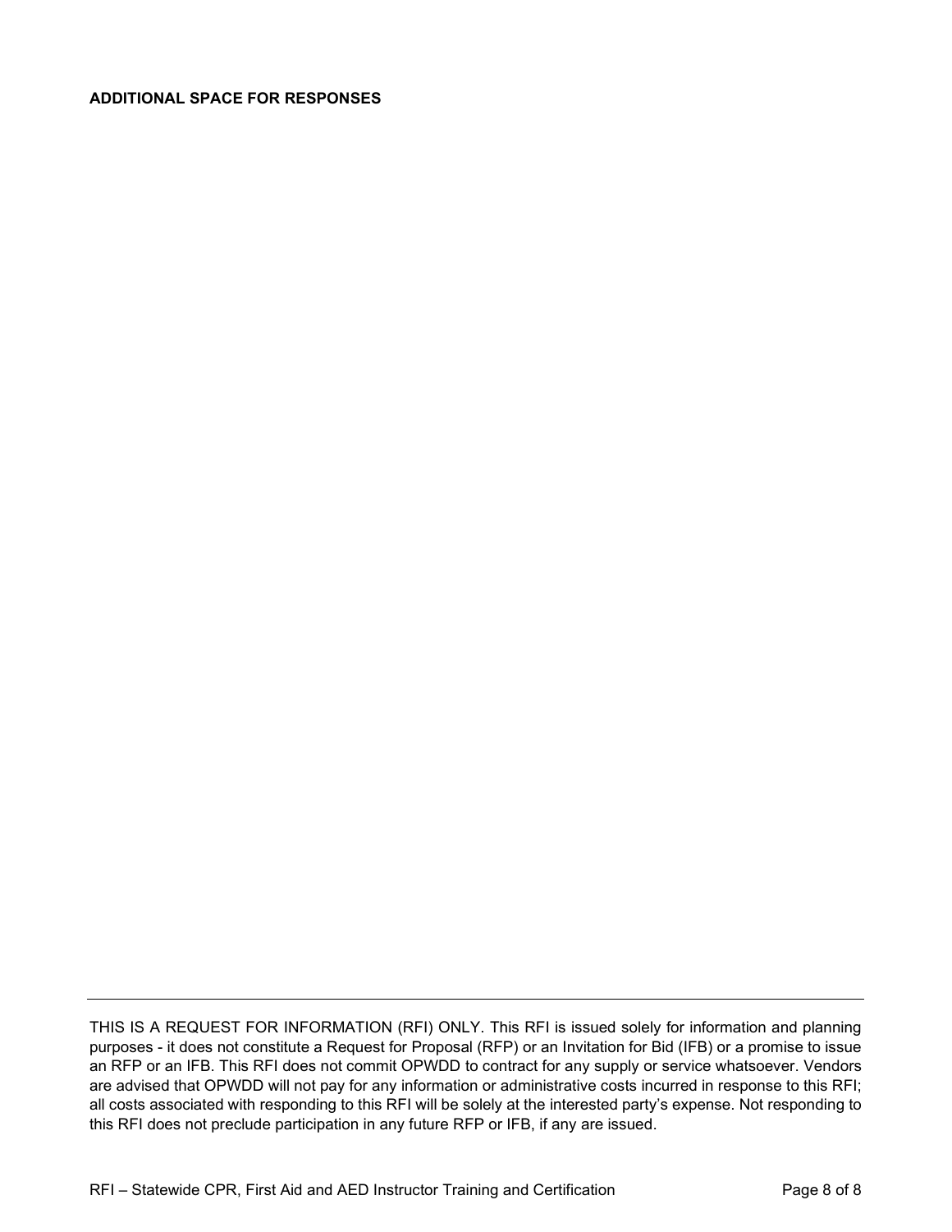**ADDITIONAL SPACE FOR RESPONSES**

---

THIS IS A REQUEST FOR INFORMATION (RFI) ONLY. This RFI is issued solely for information and planning purposes - it does not constitute a Request for Proposal (RFP) or an Invitation for Bid (IFB) or a promise to issue an RFP or an IFB. This RFI does not commit OPWDD to contract for any supply or service whatsoever. Vendors are advised that OPWDD will not pay for any information or administrative costs incurred in response to this RFI; all costs associated with responding to this RFI will be solely at the interested party's expense. Not responding to this RFI does not preclude participation in any future RFP or IFB, if any are issued.